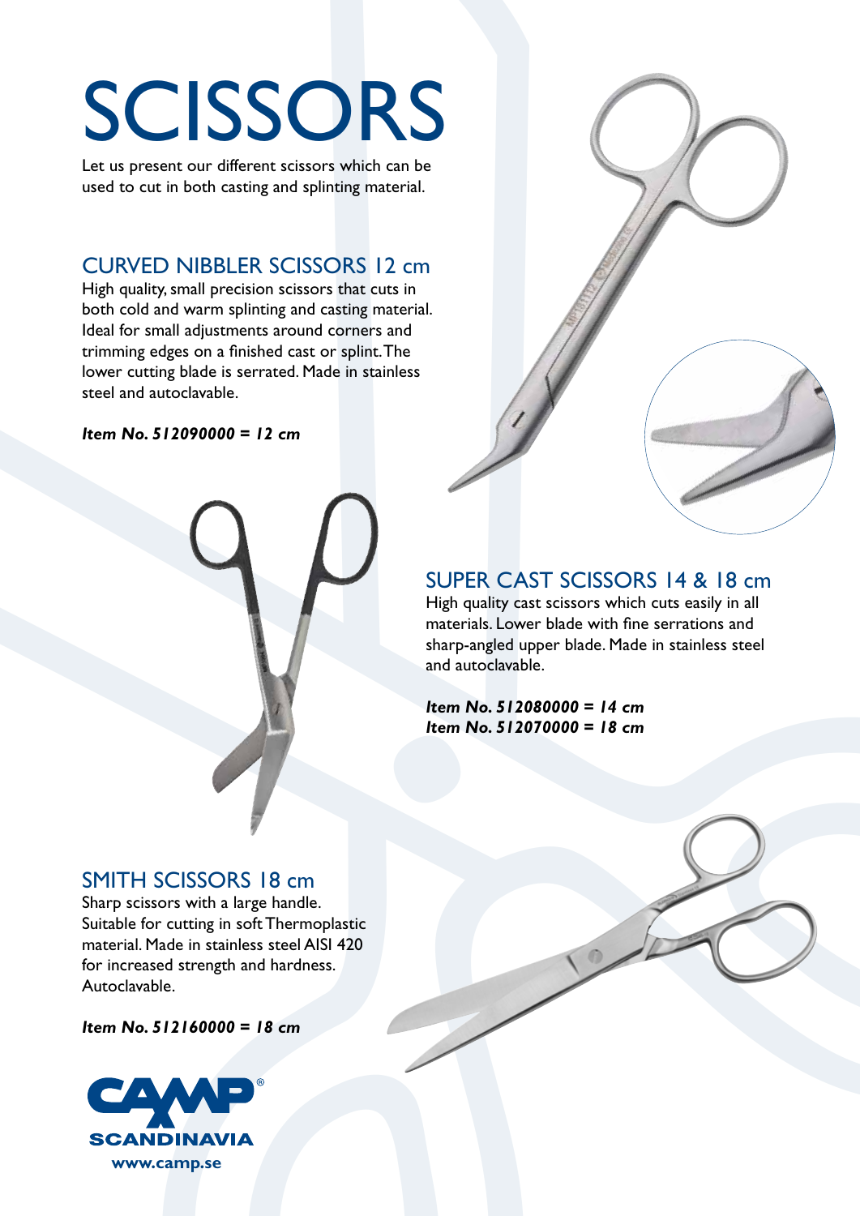# SCISSORS

Let us present our different scissors which can be used to cut in both casting and splinting material.

## CURVED NIBBLER SCISSORS 12 cm

High quality, small precision scissors that cuts in both cold and warm splinting and casting material. Ideal for small adjustments around corners and trimming edges on a finished cast or splint. The lower cutting blade is serrated. Made in stainless steel and autoclavable.

***Item No. 512090000 = 12 cm***

## SUPER CAST SCISSORS 14 & 18 cm

High quality cast scissors which cuts easily in all materials. Lower blade with fine serrations and sharp-angled upper blade. Made in stainless steel and autoclavable.

***Item No. 512080000 = 14 cm***
***Item No. 512070000 = 18 cm***

## SMITH SCISSORS 18 cm

Sharp scissors with a large handle. Suitable for cutting in soft Thermoplastic material. Made in stainless steel AISI 420 for increased strength and hardness. Autoclavable.

***Item No. 512160000 = 18 cm***

CAMP® SCANDINAVIA
www.camp.se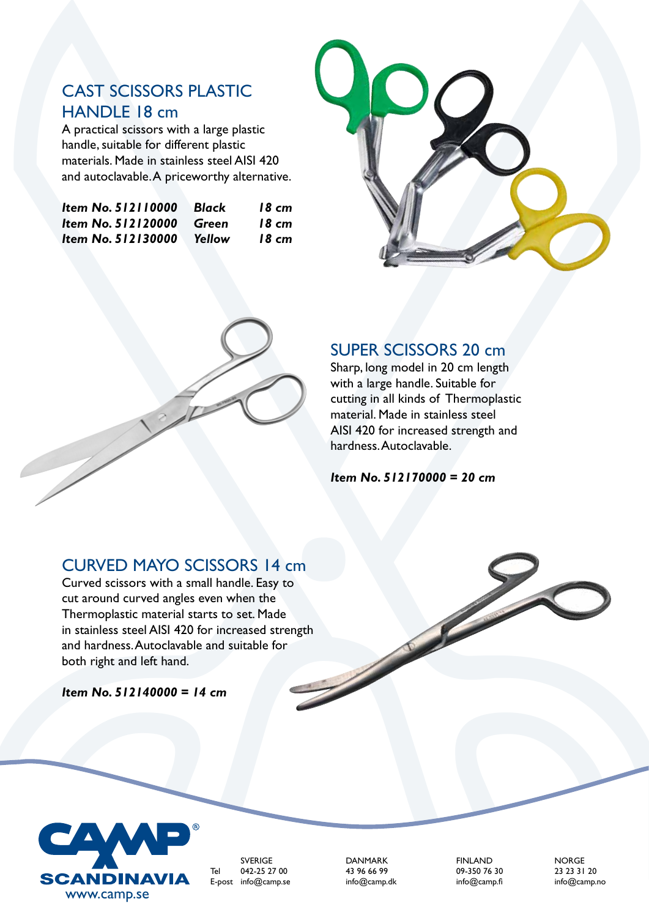## CAST SCISSORS PLASTIC HANDLE 18 cm

A practical scissors with a large plastic handle, suitable for different plastic materials. Made in stainless steel AISI 420 and autoclavable. A priceworthy alternative.

| | | |
|---|---|---|
| ***Item No. 512110000*** | ***Black*** | ***18 cm*** |
| ***Item No. 512120000*** | ***Green*** | ***18 cm*** |
| ***Item No. 512130000*** | ***Yellow*** | ***18 cm*** |

## SUPER SCISSORS 20 cm

Sharp, long model in 20 cm length with a large handle. Suitable for cutting in all kinds of Thermoplastic material. Made in stainless steel AISI 420 for increased strength and hardness. Autoclavable.

***Item No. 512170000 = 20 cm***

## CURVED MAYO SCISSORS 14 cm

Curved scissors with a small handle. Easy to cut around curved angles even when the Thermoplastic material starts to set. Made in stainless steel AISI 420 for increased strength and hardness. Autoclavable and suitable for both right and left hand.

***Item No. 512140000 = 14 cm***

CAMP® SCANDINAVIA
www.camp.se

| | SVERIGE | DANMARK | FINLAND | NORGE |
|---|---|---|---|---|
| Tel | 042-25 27 00 | 43 96 66 99 | 09-350 76 30 | 23 23 31 20 |
| E-post | info@camp.se | info@camp.dk | info@camp.fi | info@camp.no |